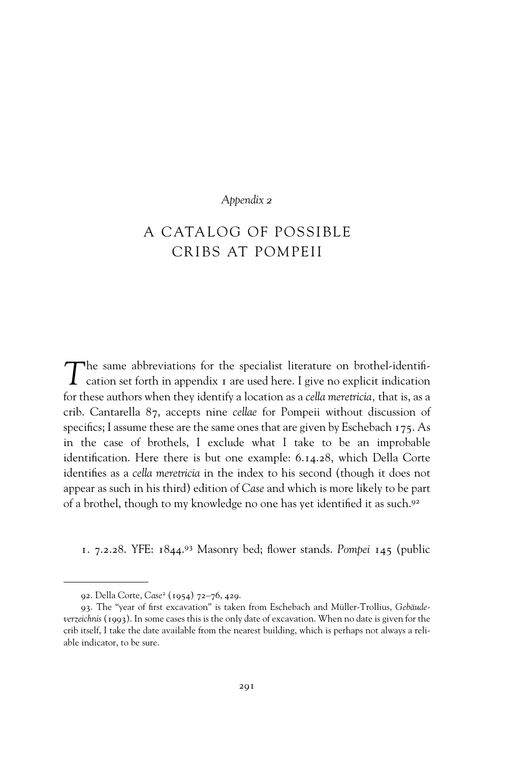*Appendix 2*

# A CATALOG OF POSSIBLE CRIBS AT POMPEII

The same abbreviations for the specialist literature on brothel-identification set forth in appendix 1 are used here. I give no explicit indication for these authors when they identify a location as a *cella meretricia,* that is, as a crib. Cantarella 87, accepts nine *cellae* for Pompeii without discussion of specifics; I assume these are the same ones that are given by Eschebach 175. As in the case of brothels, I exclude what I take to be an improbable identification. Here there is but one example: 6.14.28, which Della Corte identifies as a *cella meretricia* in the index to his second (though it does not appear as such in his third) edition of *Case* and which is more likely to be part of a brothel, though to my knowledge no one has yet identified it as such.[92]

1. 7.2.28. YFE: 1844.[93] Masonry bed; flower stands. *Pompei* 145 (public

---

92. Della Corte, *Case*² (1954) 72–76, 429.

93. The "year of first excavation" is taken from Eschebach and Müller-Trollius, *Gebäudeverzeichnis* (1993). In some cases this is the only date of excavation. When no date is given for the crib itself, I take the date available from the nearest building, which is perhaps not always a reliable indicator, to be sure.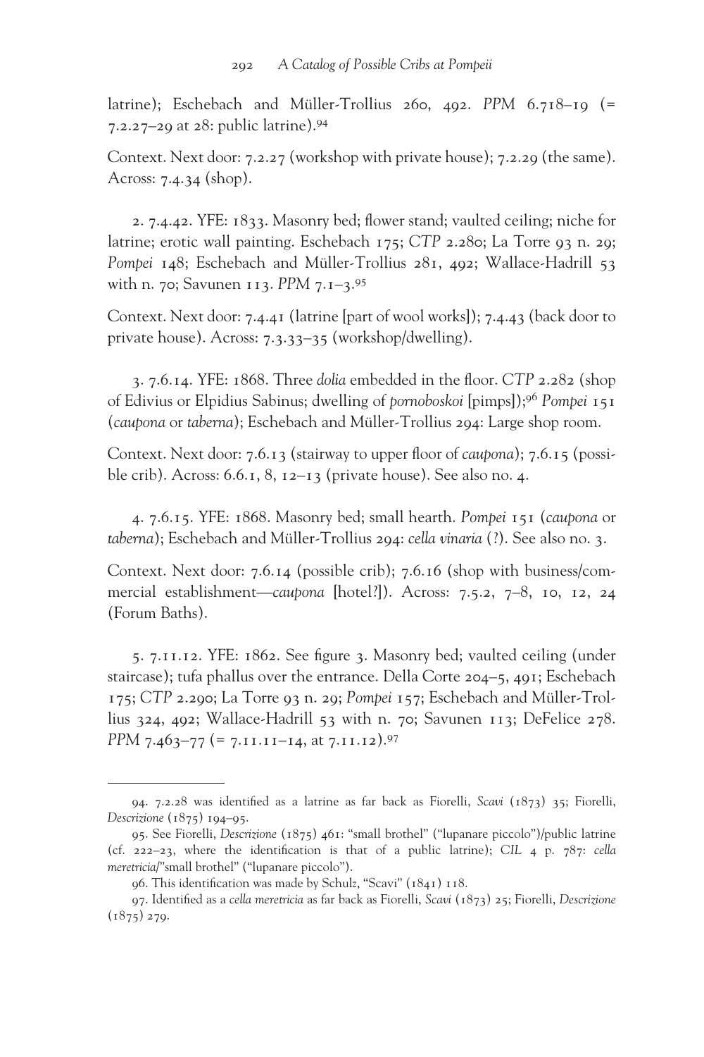latrine); Eschebach and Müller-Trollius 260, 492. *PPM* 6.718–19 (= 7.2.27–29 at 28: public latrine).[94]

Context. Next door: 7.2.27 (workshop with private house); 7.2.29 (the same). Across: 7.4.34 (shop).

2. 7.4.42. YFE: 1833. Masonry bed; flower stand; vaulted ceiling; niche for latrine; erotic wall painting. Eschebach 175; *CTP* 2.280; La Torre 93 n. 29; *Pompei* 148; Eschebach and Müller-Trollius 281, 492; Wallace-Hadrill 53 with n. 70; Savunen 113. *PPM* 7.1–3.[95]

Context. Next door: 7.4.41 (latrine [part of wool works]); 7.4.43 (back door to private house). Across: 7.3.33–35 (workshop/dwelling).

3. 7.6.14. YFE: 1868. Three *dolia* embedded in the floor. *CTP* 2.282 (shop of Edivius or Elpidius Sabinus; dwelling of *pornoboskoi* [pimps]);[96] *Pompei* 151 (*caupona* or *taberna*); Eschebach and Müller-Trollius 294: Large shop room.

Context. Next door: 7.6.13 (stairway to upper floor of *caupona*); 7.6.15 (possible crib). Across: 6.6.1, 8, 12–13 (private house). See also no. 4.

4. 7.6.15. YFE: 1868. Masonry bed; small hearth. *Pompei* 151 (*caupona* or *taberna*); Eschebach and Müller-Trollius 294: *cella vinaria* (?). See also no. 3.

Context. Next door: 7.6.14 (possible crib); 7.6.16 (shop with business/commercial establishment—*caupona* [hotel?]). Across: 7.5.2, 7–8, 10, 12, 24 (Forum Baths).

5. 7.11.12. YFE: 1862. See figure 3. Masonry bed; vaulted ceiling (under staircase); tufa phallus over the entrance. Della Corte 204–5, 491; Eschebach 175; *CTP* 2.290; La Torre 93 n. 29; *Pompei* 157; Eschebach and Müller-Trollius 324, 492; Wallace-Hadrill 53 with n. 70; Savunen 113; DeFelice 278. *PPM* 7.463–77 (= 7.11.11–14, at 7.11.12).[97]

---

94. 7.2.28 was identified as a latrine as far back as Fiorelli, *Scavi* (1873) 35; Fiorelli, *Descrizione* (1875) 194–95.

95. See Fiorelli, *Descrizione* (1875) 461: "small brothel" ("lupanare piccolo")/public latrine (cf. 222–23, where the identification is that of a public latrine); *CIL* 4 p. 787: *cella meretricia*/"small brothel" ("lupanare piccolo").

96. This identification was made by Schulz, "Scavi" (1841) 118.

97. Identified as a *cella meretricia* as far back as Fiorelli, *Scavi* (1873) 25; Fiorelli, *Descrizione* (1875) 279.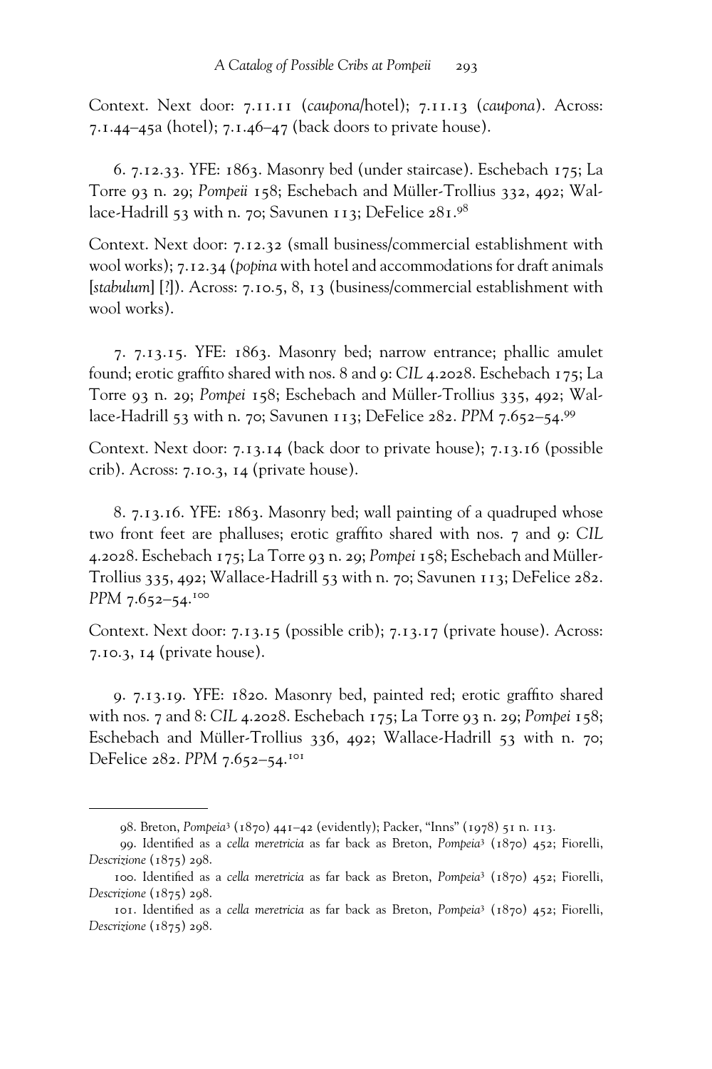Context. Next door: 7.11.11 (*caupona*/hotel); 7.11.13 (*caupona*). Across: 7.1.44–45a (hotel); 7.1.46–47 (back doors to private house).

6. 7.12.33. YFE: 1863. Masonry bed (under staircase). Eschebach 175; La Torre 93 n. 29; *Pompeii* 158; Eschebach and Müller-Trollius 332, 492; Wallace-Hadrill 53 with n. 70; Savunen 113; DeFelice 281.[98]

Context. Next door: 7.12.32 (small business/commercial establishment with wool works); 7.12.34 (*popina* with hotel and accommodations for draft animals [*stabulum*] [?]). Across: 7.10.5, 8, 13 (business/commercial establishment with wool works).

7. 7.13.15. YFE: 1863. Masonry bed; narrow entrance; phallic amulet found; erotic graffito shared with nos. 8 and 9: *CIL* 4.2028. Eschebach 175; La Torre 93 n. 29; *Pompei* 158; Eschebach and Müller-Trollius 335, 492; Wallace-Hadrill 53 with n. 70; Savunen 113; DeFelice 282. *PPM* 7.652–54.[99]

Context. Next door: 7.13.14 (back door to private house); 7.13.16 (possible crib). Across: 7.10.3, 14 (private house).

8. 7.13.16. YFE: 1863. Masonry bed; wall painting of a quadruped whose two front feet are phalluses; erotic graffito shared with nos. 7 and 9: *CIL* 4.2028. Eschebach 175; La Torre 93 n. 29; *Pompei* 158; Eschebach and Müller-Trollius 335, 492; Wallace-Hadrill 53 with n. 70; Savunen 113; DeFelice 282. *PPM* 7.652–54.[100]

Context. Next door: 7.13.15 (possible crib); 7.13.17 (private house). Across: 7.10.3, 14 (private house).

9. 7.13.19. YFE: 1820. Masonry bed, painted red; erotic graffito shared with nos. 7 and 8: *CIL* 4.2028. Eschebach 175; La Torre 93 n. 29; *Pompei* 158; Eschebach and Müller-Trollius 336, 492; Wallace-Hadrill 53 with n. 70; DeFelice 282. *PPM* 7.652–54.[101]

---

98. Breton, *Pompeia*[3] (1870) 441–42 (evidently); Packer, "Inns" (1978) 51 n. 113.

99. Identified as a *cella meretricia* as far back as Breton, *Pompeia*[3] (1870) 452; Fiorelli, *Descrizione* (1875) 298.

100. Identified as a *cella meretricia* as far back as Breton, *Pompeia*[3] (1870) 452; Fiorelli, *Descrizione* (1875) 298.

101. Identified as a *cella meretricia* as far back as Breton, *Pompeia*[3] (1870) 452; Fiorelli, *Descrizione* (1875) 298.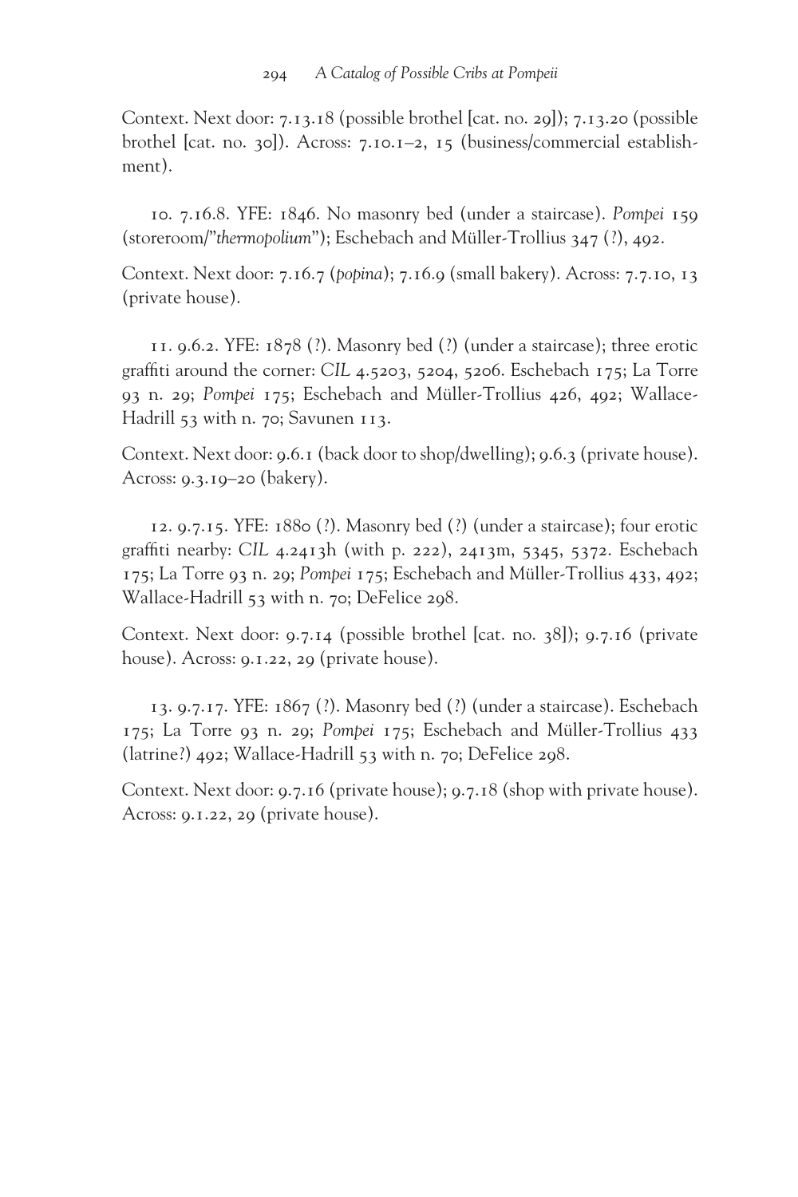Context. Next door: 7.13.18 (possible brothel [cat. no. 29]); 7.13.20 (possible brothel [cat. no. 30]). Across: 7.10.1–2, 15 (business/commercial establishment).

10. 7.16.8. YFE: 1846. No masonry bed (under a staircase). *Pompei* 159 (storeroom/"*thermopolium*"); Eschebach and Müller-Trollius 347 (?), 492.

Context. Next door: 7.16.7 (*popina*); 7.16.9 (small bakery). Across: 7.7.10, 13 (private house).

11. 9.6.2. YFE: 1878 (?). Masonry bed (?) (under a staircase); three erotic graffiti around the corner: *CIL* 4.5203, 5204, 5206. Eschebach 175; La Torre 93 n. 29; *Pompei* 175; Eschebach and Müller-Trollius 426, 492; Wallace-Hadrill 53 with n. 70; Savunen 113.

Context. Next door: 9.6.1 (back door to shop/dwelling); 9.6.3 (private house). Across: 9.3.19–20 (bakery).

12. 9.7.15. YFE: 1880 (?). Masonry bed (?) (under a staircase); four erotic graffiti nearby: *CIL* 4.2413h (with p. 222), 2413m, 5345, 5372. Eschebach 175; La Torre 93 n. 29; *Pompei* 175; Eschebach and Müller-Trollius 433, 492; Wallace-Hadrill 53 with n. 70; DeFelice 298.

Context. Next door: 9.7.14 (possible brothel [cat. no. 38]); 9.7.16 (private house). Across: 9.1.22, 29 (private house).

13. 9.7.17. YFE: 1867 (?). Masonry bed (?) (under a staircase). Eschebach 175; La Torre 93 n. 29; *Pompei* 175; Eschebach and Müller-Trollius 433 (latrine?) 492; Wallace-Hadrill 53 with n. 70; DeFelice 298.

Context. Next door: 9.7.16 (private house); 9.7.18 (shop with private house). Across: 9.1.22, 29 (private house).